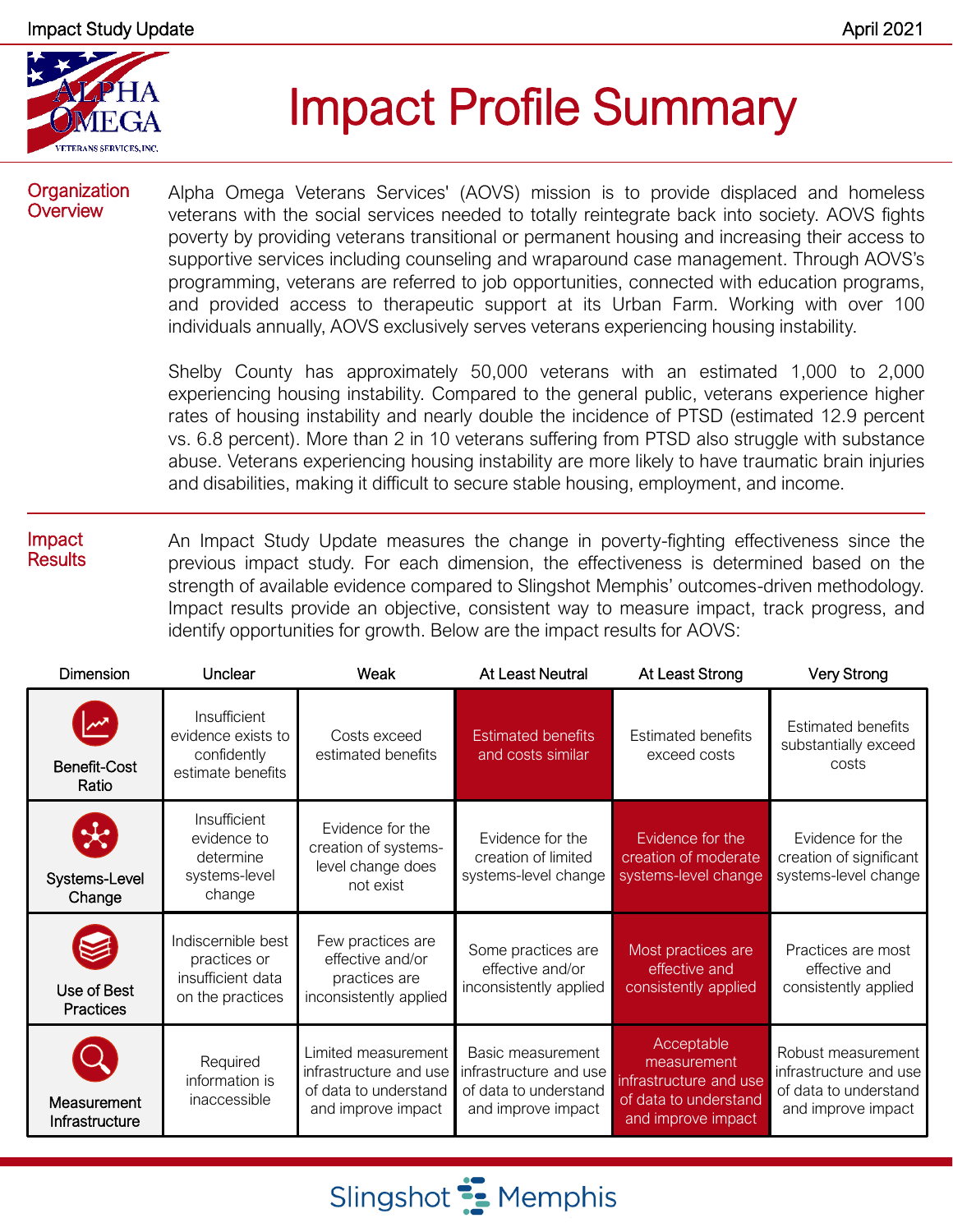Impact Study Update — April 2021

# Impact Profile Summary

## Organization Overview

Alpha Omega Veterans Services' (AOVS) mission is to provide displaced and homeless veterans with the social services needed to totally reintegrate back into society. AOVS fights poverty by providing veterans transitional or permanent housing and increasing their access to supportive services including counseling and wraparound case management. Through AOVS's programming, veterans are referred to job opportunities, connected with education programs, and provided access to therapeutic support at its Urban Farm. Working with over 100 individuals annually, AOVS exclusively serves veterans experiencing housing instability.

Shelby County has approximately 50,000 veterans with an estimated 1,000 to 2,000 experiencing housing instability. Compared to the general public, veterans experience higher rates of housing instability and nearly double the incidence of PTSD (estimated 12.9 percent vs. 6.8 percent). More than 2 in 10 veterans suffering from PTSD also struggle with substance abuse. Veterans experiencing housing instability are more likely to have traumatic brain injuries and disabilities, making it difficult to secure stable housing, employment, and income.

## Impact Results

An Impact Study Update measures the change in poverty-fighting effectiveness since the previous impact study. For each dimension, the effectiveness is determined based on the strength of available evidence compared to Slingshot Memphis' outcomes-driven methodology. Impact results provide an objective, consistent way to measure impact, track progress, and identify opportunities for growth. Below are the impact results for AOVS:

| Dimension | Unclear | Weak | At Least Neutral | At Least Strong | Very Strong |
|---|---|---|---|---|---|
| Benefit-Cost Ratio | Insufficient evidence exists to confidently estimate benefits | Costs exceed estimated benefits | **Estimated benefits and costs similar** | Estimated benefits exceed costs | Estimated benefits substantially exceed costs |
| Systems-Level Change | Insufficient evidence to determine systems-level change | Evidence for the creation of systems-level change does not exist | Evidence for the creation of limited systems-level change | **Evidence for the creation of moderate systems-level change** | Evidence for the creation of significant systems-level change |
| Use of Best Practices | Indiscernible best practices or insufficient data on the practices | Few practices are effective and/or practices are inconsistently applied | Some practices are effective and/or inconsistently applied | **Most practices are effective and consistently applied** | Practices are most effective and consistently applied |
| Measurement Infrastructure | Required information is inaccessible | Limited measurement infrastructure and use of data to understand and improve impact | Basic measurement infrastructure and use of data to understand and improve impact | **Acceptable measurement infrastructure and use of data to understand and improve impact** | Robust measurement infrastructure and use of data to understand and improve impact |

Slingshot Memphis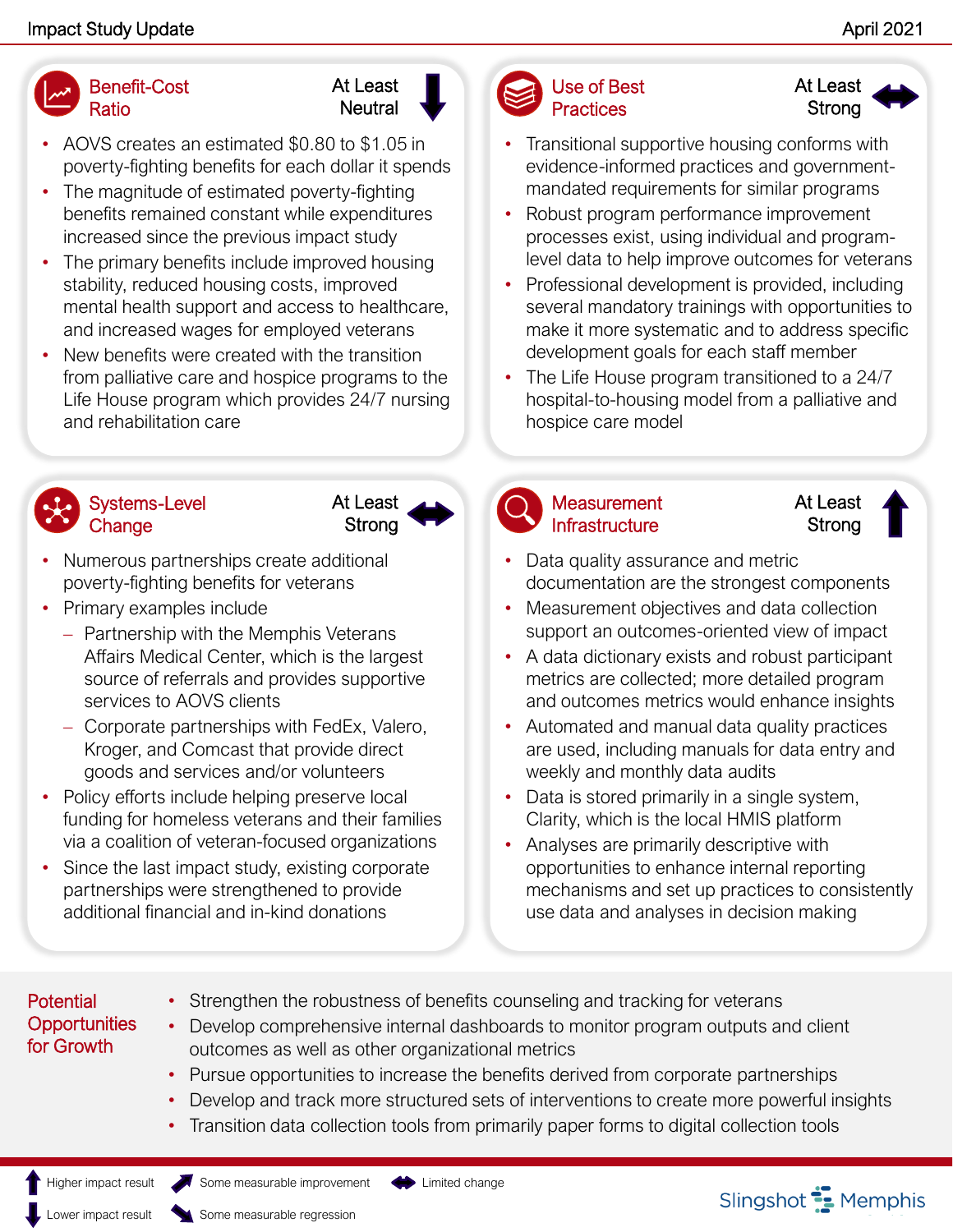Impact Study Update

April 2021

## Benefit-Cost Ratio

At Least Neutral

- AOVS creates an estimated $0.80 to $1.05 in poverty-fighting benefits for each dollar it spends
- The magnitude of estimated poverty-fighting benefits remained constant while expenditures increased since the previous impact study
- The primary benefits include improved housing stability, reduced housing costs, improved mental health support and access to healthcare, and increased wages for employed veterans
- New benefits were created with the transition from palliative care and hospice programs to the Life House program which provides 24/7 nursing and rehabilitation care

## Use of Best Practices

At Least Strong

- Transitional supportive housing conforms with evidence-informed practices and government-mandated requirements for similar programs
- Robust program performance improvement processes exist, using individual and program-level data to help improve outcomes for veterans
- Professional development is provided, including several mandatory trainings with opportunities to make it more systematic and to address specific development goals for each staff member
- The Life House program transitioned to a 24/7 hospital-to-housing model from a palliative and hospice care model

## Systems-Level Change

At Least Strong

- Numerous partnerships create additional poverty-fighting benefits for veterans
- Primary examples include
  - Partnership with the Memphis Veterans Affairs Medical Center, which is the largest source of referrals and provides supportive services to AOVS clients
  - Corporate partnerships with FedEx, Valero, Kroger, and Comcast that provide direct goods and services and/or volunteers
- Policy efforts include helping preserve local funding for homeless veterans and their families via a coalition of veteran-focused organizations
- Since the last impact study, existing corporate partnerships were strengthened to provide additional financial and in-kind donations

## Measurement Infrastructure

At Least Strong

- Data quality assurance and metric documentation are the strongest components
- Measurement objectives and data collection support an outcomes-oriented view of impact
- A data dictionary exists and robust participant metrics are collected; more detailed program and outcomes metrics would enhance insights
- Automated and manual data quality practices are used, including manuals for data entry and weekly and monthly data audits
- Data is stored primarily in a single system, Clarity, which is the local HMIS platform
- Analyses are primarily descriptive with opportunities to enhance internal reporting mechanisms and set up practices to consistently use data and analyses in decision making

## Potential Opportunities for Growth

- Strengthen the robustness of benefits counseling and tracking for veterans
- Develop comprehensive internal dashboards to monitor program outputs and client outcomes as well as other organizational metrics
- Pursue opportunities to increase the benefits derived from corporate partnerships
- Develop and track more structured sets of interventions to create more powerful insights
- Transition data collection tools from primarily paper forms to digital collection tools

Higher impact result | Some measurable improvement | Limited change

Lower impact result | Some measurable regression

Slingshot Memphis